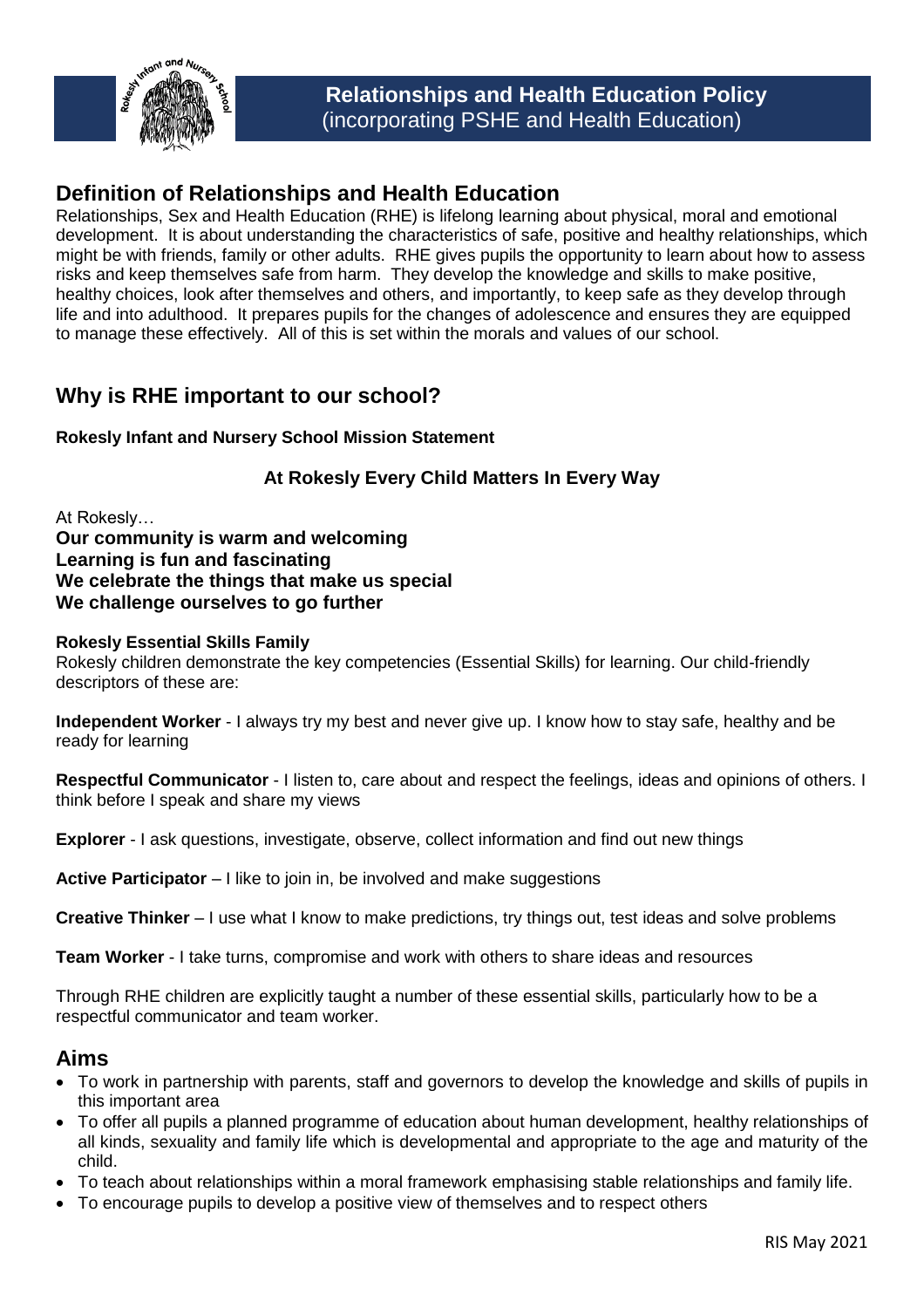# Relationships and Health Education Policy
(incorporating PSHE and Health Education)

## Definition of Relationships and Health Education

Relationships, Sex and Health Education (RHE) is lifelong learning about physical, moral and emotional development. It is about understanding the characteristics of safe, positive and healthy relationships, which might be with friends, family or other adults. RHE gives pupils the opportunity to learn about how to assess risks and keep themselves safe from harm. They develop the knowledge and skills to make positive, healthy choices, look after themselves and others, and importantly, to keep safe as they develop through life and into adulthood. It prepares pupils for the changes of adolescence and ensures they are equipped to manage these effectively. All of this is set within the morals and values of our school.

## Why is RHE important to our school?

**Rokesly Infant and Nursery School Mission Statement**

**At Rokesly Every Child Matters In Every Way**

At Rokesly…
**Our community is warm and welcoming**
**Learning is fun and fascinating**
**We celebrate the things that make us special**
**We challenge ourselves to go further**

**Rokesly Essential Skills Family**
Rokesly children demonstrate the key competencies (Essential Skills) for learning. Our child-friendly descriptors of these are:

**Independent Worker** - I always try my best and never give up. I know how to stay safe, healthy and be ready for learning

**Respectful Communicator** - I listen to, care about and respect the feelings, ideas and opinions of others. I think before I speak and share my views

**Explorer** - I ask questions, investigate, observe, collect information and find out new things

**Active Participator** – I like to join in, be involved and make suggestions

**Creative Thinker** – I use what I know to make predictions, try things out, test ideas and solve problems

**Team Worker** - I take turns, compromise and work with others to share ideas and resources

Through RHE children are explicitly taught a number of these essential skills, particularly how to be a respectful communicator and team worker.

## Aims

- To work in partnership with parents, staff and governors to develop the knowledge and skills of pupils in this important area
- To offer all pupils a planned programme of education about human development, healthy relationships of all kinds, sexuality and family life which is developmental and appropriate to the age and maturity of the child.
- To teach about relationships within a moral framework emphasising stable relationships and family life.
- To encourage pupils to develop a positive view of themselves and to respect others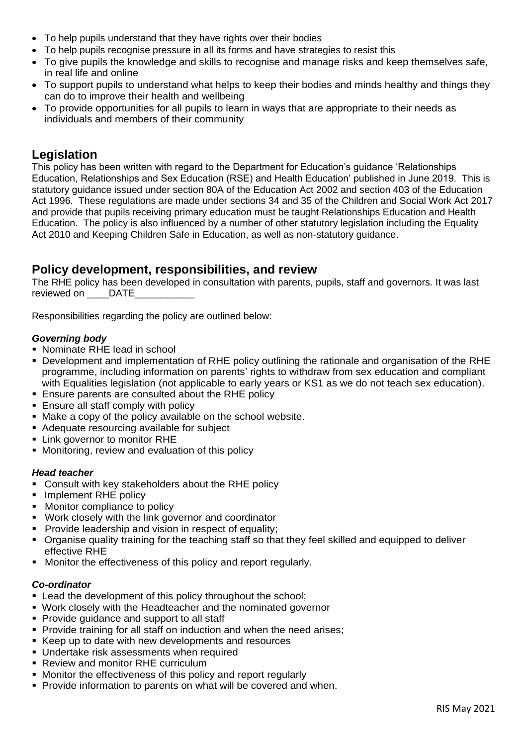- To help pupils understand that they have rights over their bodies
- To help pupils recognise pressure in all its forms and have strategies to resist this
- To give pupils the knowledge and skills to recognise and manage risks and keep themselves safe, in real life and online
- To support pupils to understand what helps to keep their bodies and minds healthy and things they can do to improve their health and wellbeing
- To provide opportunities for all pupils to learn in ways that are appropriate to their needs as individuals and members of their community

## Legislation

This policy has been written with regard to the Department for Education's guidance 'Relationships Education, Relationships and Sex Education (RSE) and Health Education' published in June 2019. This is statutory guidance issued under section 80A of the Education Act 2002 and section 403 of the Education Act 1996. These regulations are made under sections 34 and 35 of the Children and Social Work Act 2017 and provide that pupils receiving primary education must be taught Relationships Education and Health Education. The policy is also influenced by a number of other statutory legislation including the Equality Act 2010 and Keeping Children Safe in Education, as well as non-statutory guidance.

## Policy development, responsibilities, and review

The RHE policy has been developed in consultation with parents, pupils, staff and governors. It was last reviewed on ____DATE___________

Responsibilities regarding the policy are outlined below:

### *Governing body*

- Nominate RHE lead in school
- Development and implementation of RHE policy outlining the rationale and organisation of the RHE programme, including information on parents' rights to withdraw from sex education and compliant with Equalities legislation (not applicable to early years or KS1 as we do not teach sex education).
- Ensure parents are consulted about the RHE policy
- Ensure all staff comply with policy
- Make a copy of the policy available on the school website.
- Adequate resourcing available for subject
- Link governor to monitor RHE
- Monitoring, review and evaluation of this policy

### *Head teacher*

- Consult with key stakeholders about the RHE policy
- Implement RHE policy
- Monitor compliance to policy
- Work closely with the link governor and coordinator
- Provide leadership and vision in respect of equality;
- Organise quality training for the teaching staff so that they feel skilled and equipped to deliver effective RHE
- Monitor the effectiveness of this policy and report regularly.

### *Co-ordinator*

- Lead the development of this policy throughout the school;
- Work closely with the Headteacher and the nominated governor
- Provide guidance and support to all staff
- Provide training for all staff on induction and when the need arises;
- Keep up to date with new developments and resources
- Undertake risk assessments when required
- Review and monitor RHE curriculum
- Monitor the effectiveness of this policy and report regularly
- Provide information to parents on what will be covered and when.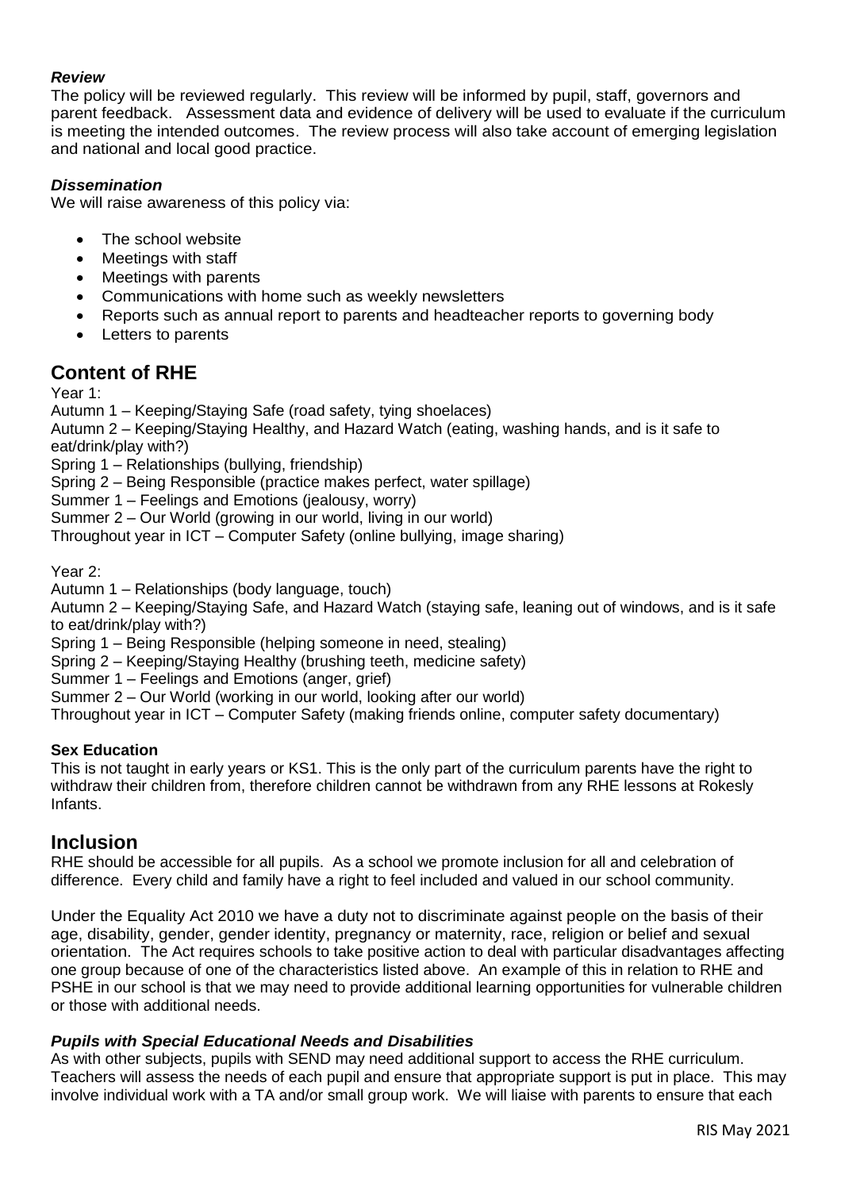### *Review*

The policy will be reviewed regularly. This review will be informed by pupil, staff, governors and parent feedback. Assessment data and evidence of delivery will be used to evaluate if the curriculum is meeting the intended outcomes. The review process will also take account of emerging legislation and national and local good practice.

### *Dissemination*

We will raise awareness of this policy via:

- The school website
- Meetings with staff
- Meetings with parents
- Communications with home such as weekly newsletters
- Reports such as annual report to parents and headteacher reports to governing body
- Letters to parents

## Content of RHE

Year 1:
Autumn 1 – Keeping/Staying Safe (road safety, tying shoelaces)
Autumn 2 – Keeping/Staying Healthy, and Hazard Watch (eating, washing hands, and is it safe to eat/drink/play with?)
Spring 1 – Relationships (bullying, friendship)
Spring 2 – Being Responsible (practice makes perfect, water spillage)
Summer 1 – Feelings and Emotions (jealousy, worry)
Summer 2 – Our World (growing in our world, living in our world)
Throughout year in ICT – Computer Safety (online bullying, image sharing)

Year 2:
Autumn 1 – Relationships (body language, touch)
Autumn 2 – Keeping/Staying Safe, and Hazard Watch (staying safe, leaning out of windows, and is it safe to eat/drink/play with?)
Spring 1 – Being Responsible (helping someone in need, stealing)
Spring 2 – Keeping/Staying Healthy (brushing teeth, medicine safety)
Summer 1 – Feelings and Emotions (anger, grief)
Summer 2 – Our World (working in our world, looking after our world)
Throughout year in ICT – Computer Safety (making friends online, computer safety documentary)

### Sex Education

This is not taught in early years or KS1. This is the only part of the curriculum parents have the right to withdraw their children from, therefore children cannot be withdrawn from any RHE lessons at Rokesly Infants.

## Inclusion

RHE should be accessible for all pupils. As a school we promote inclusion for all and celebration of difference. Every child and family have a right to feel included and valued in our school community.

Under the Equality Act 2010 we have a duty not to discriminate against people on the basis of their age, disability, gender, gender identity, pregnancy or maternity, race, religion or belief and sexual orientation. The Act requires schools to take positive action to deal with particular disadvantages affecting one group because of one of the characteristics listed above. An example of this in relation to RHE and PSHE in our school is that we may need to provide additional learning opportunities for vulnerable children or those with additional needs.

### *Pupils with Special Educational Needs and Disabilities*

As with other subjects, pupils with SEND may need additional support to access the RHE curriculum. Teachers will assess the needs of each pupil and ensure that appropriate support is put in place. This may involve individual work with a TA and/or small group work. We will liaise with parents to ensure that each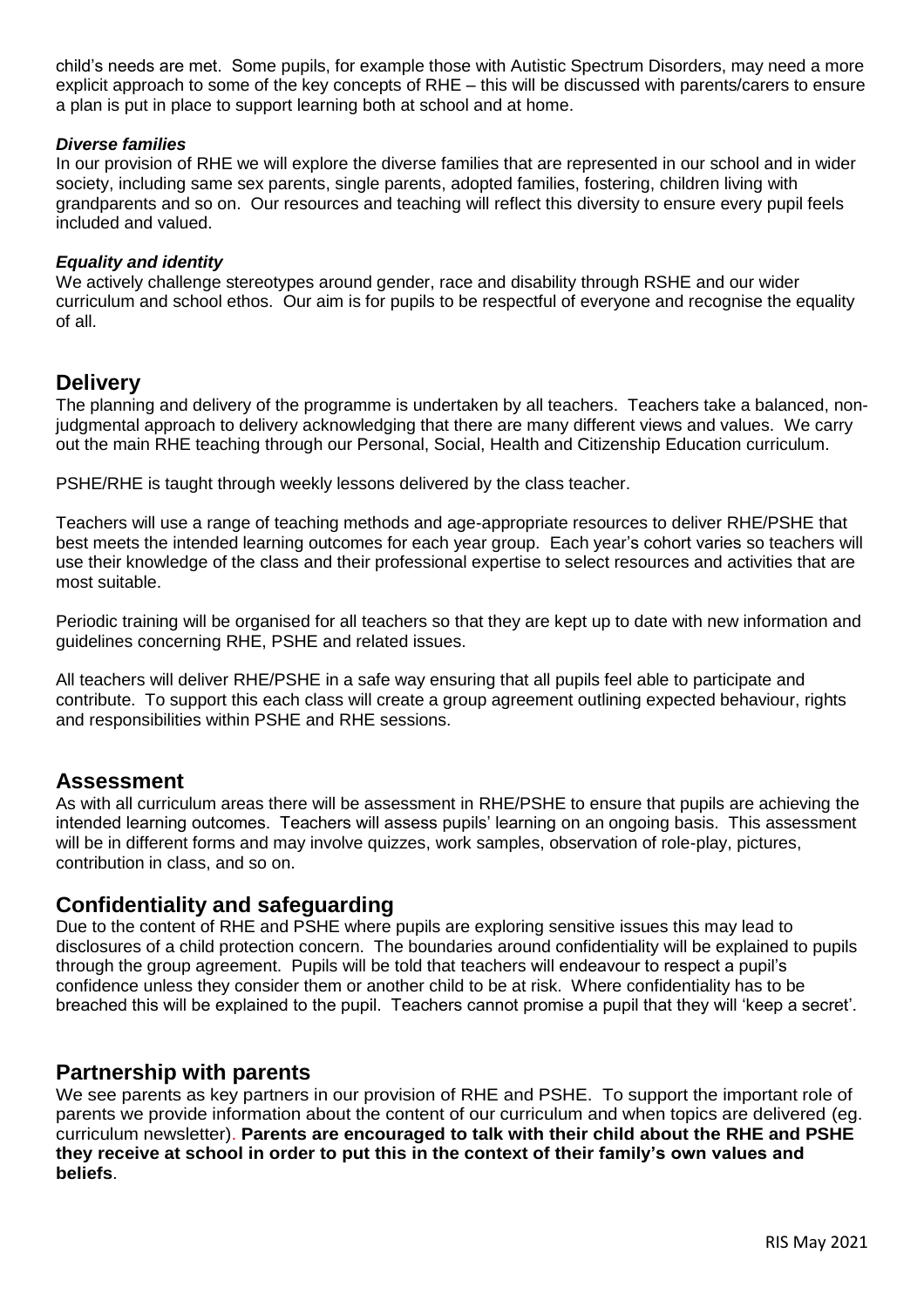child's needs are met. Some pupils, for example those with Autistic Spectrum Disorders, may need a more explicit approach to some of the key concepts of RHE – this will be discussed with parents/carers to ensure a plan is put in place to support learning both at school and at home.

***Diverse families***

In our provision of RHE we will explore the diverse families that are represented in our school and in wider society, including same sex parents, single parents, adopted families, fostering, children living with grandparents and so on. Our resources and teaching will reflect this diversity to ensure every pupil feels included and valued.

***Equality and identity***

We actively challenge stereotypes around gender, race and disability through RSHE and our wider curriculum and school ethos. Our aim is for pupils to be respectful of everyone and recognise the equality of all.

## Delivery

The planning and delivery of the programme is undertaken by all teachers. Teachers take a balanced, non-judgmental approach to delivery acknowledging that there are many different views and values. We carry out the main RHE teaching through our Personal, Social, Health and Citizenship Education curriculum.

PSHE/RHE is taught through weekly lessons delivered by the class teacher.

Teachers will use a range of teaching methods and age-appropriate resources to deliver RHE/PSHE that best meets the intended learning outcomes for each year group. Each year's cohort varies so teachers will use their knowledge of the class and their professional expertise to select resources and activities that are most suitable.

Periodic training will be organised for all teachers so that they are kept up to date with new information and guidelines concerning RHE, PSHE and related issues.

All teachers will deliver RHE/PSHE in a safe way ensuring that all pupils feel able to participate and contribute. To support this each class will create a group agreement outlining expected behaviour, rights and responsibilities within PSHE and RHE sessions.

## Assessment

As with all curriculum areas there will be assessment in RHE/PSHE to ensure that pupils are achieving the intended learning outcomes. Teachers will assess pupils' learning on an ongoing basis. This assessment will be in different forms and may involve quizzes, work samples, observation of role-play, pictures, contribution in class, and so on.

## Confidentiality and safeguarding

Due to the content of RHE and PSHE where pupils are exploring sensitive issues this may lead to disclosures of a child protection concern. The boundaries around confidentiality will be explained to pupils through the group agreement. Pupils will be told that teachers will endeavour to respect a pupil's confidence unless they consider them or another child to be at risk. Where confidentiality has to be breached this will be explained to the pupil. Teachers cannot promise a pupil that they will 'keep a secret'.

## Partnership with parents

We see parents as key partners in our provision of RHE and PSHE. To support the important role of parents we provide information about the content of our curriculum and when topics are delivered (eg. curriculum newsletter). **Parents are encouraged to talk with their child about the RHE and PSHE they receive at school in order to put this in the context of their family's own values and beliefs**.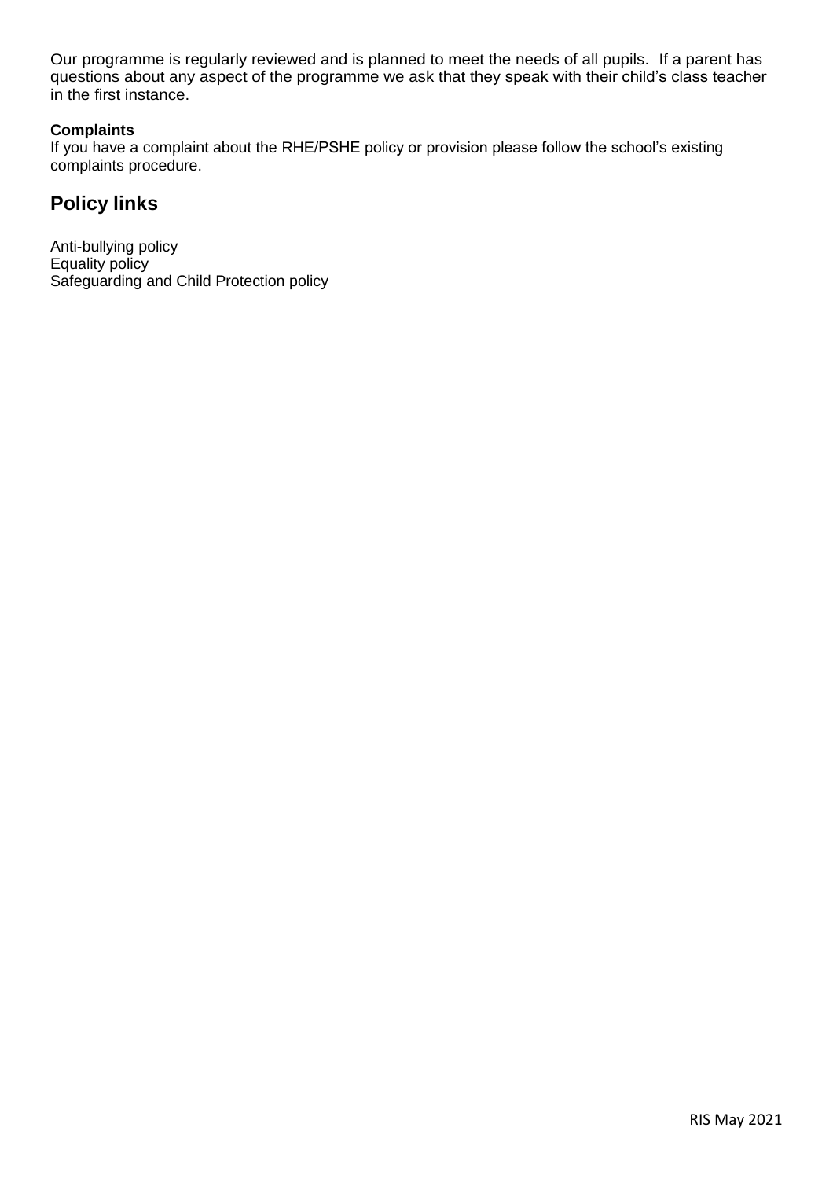Our programme is regularly reviewed and is planned to meet the needs of all pupils. If a parent has questions about any aspect of the programme we ask that they speak with their child's class teacher in the first instance.

**Complaints**

If you have a complaint about the RHE/PSHE policy or provision please follow the school's existing complaints procedure.

## Policy links

Anti-bullying policy
Equality policy
Safeguarding and Child Protection policy

RIS May 2021